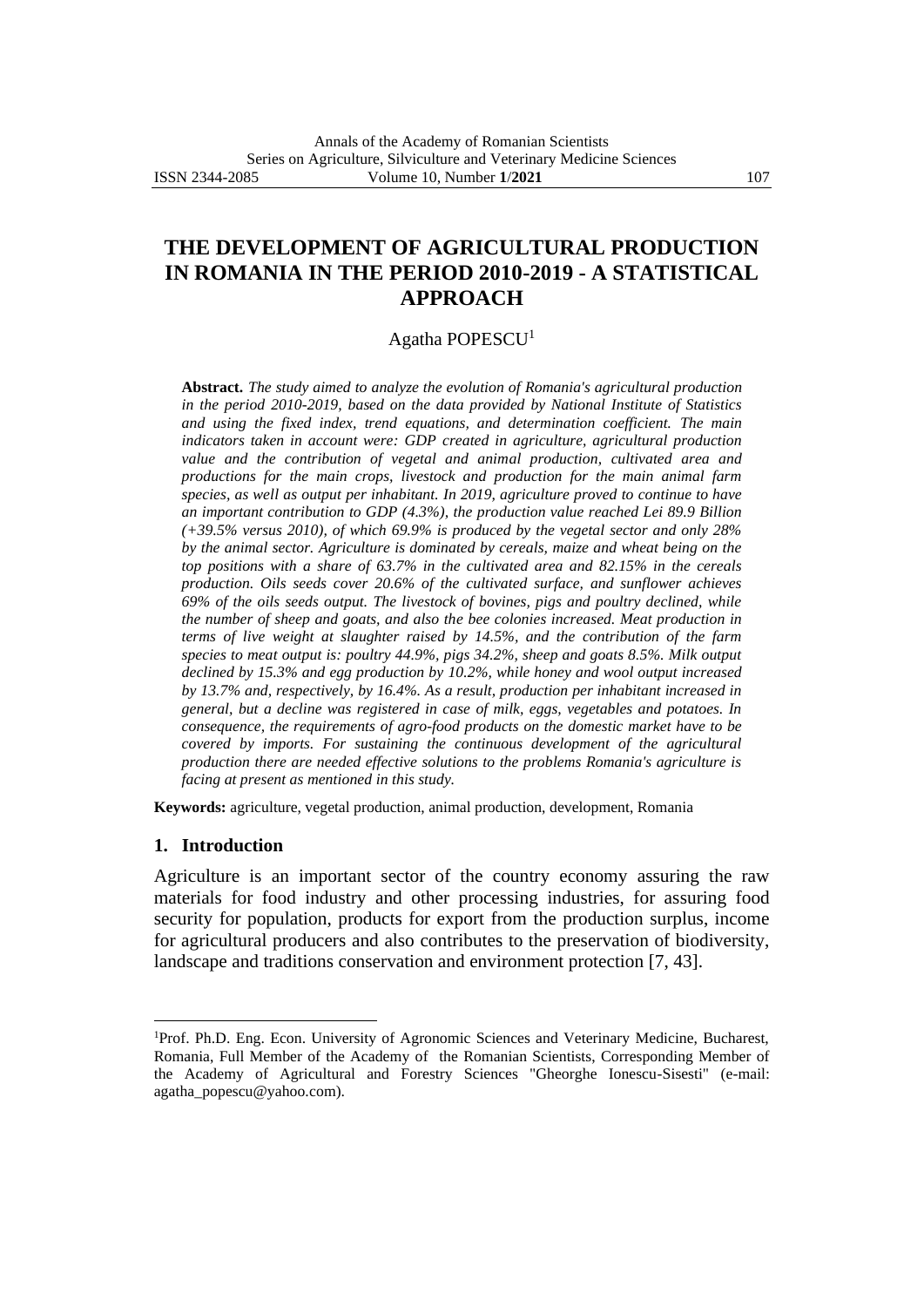# THE DEVELOPMENT OF AGRICULTURAL PRODUCTION IN ROMANIA IN THE PERIOD 2010-2019 - A STATISTICAL APPROACH

Agatha POPESCU[1]

**Abstract.** *The study aimed to analyze the evolution of Romania's agricultural production in the period 2010-2019, based on the data provided by National Institute of Statistics and using the fixed index, trend equations, and determination coefficient. The main indicators taken in account were: GDP created in agriculture, agricultural production value and the contribution of vegetal and animal production, cultivated area and productions for the main crops, livestock and production for the main animal farm species, as well as output per inhabitant. In 2019, agriculture proved to continue to have an important contribution to GDP (4.3%), the production value reached Lei 89.9 Billion (+39.5% versus 2010), of which 69.9% is produced by the vegetal sector and only 28% by the animal sector. Agriculture is dominated by cereals, maize and wheat being on the top positions with a share of 63.7% in the cultivated area and 82.15% in the cereals production. Oils seeds cover 20.6% of the cultivated surface, and sunflower achieves 69% of the oils seeds output. The livestock of bovines, pigs and poultry declined, while the number of sheep and goats, and also the bee colonies increased. Meat production in terms of live weight at slaughter raised by 14.5%, and the contribution of the farm species to meat output is: poultry 44.9%, pigs 34.2%, sheep and goats 8.5%. Milk output declined by 15.3% and egg production by 10.2%, while honey and wool output increased by 13.7% and, respectively, by 16.4%. As a result, production per inhabitant increased in general, but a decline was registered in case of milk, eggs, vegetables and potatoes. In consequence, the requirements of agro-food products on the domestic market have to be covered by imports. For sustaining the continuous development of the agricultural production there are needed effective solutions to the problems Romania's agriculture is facing at present as mentioned in this study.*

**Keywords:** agriculture, vegetal production, animal production, development, Romania

## 1. Introduction

Agriculture is an important sector of the country economy assuring the raw materials for food industry and other processing industries, for assuring food security for population, products for export from the production surplus, income for agricultural producers and also contributes to the preservation of biodiversity, landscape and traditions conservation and environment protection [7, 43].

[1]Prof. Ph.D. Eng. Econ. University of Agronomic Sciences and Veterinary Medicine, Bucharest, Romania, Full Member of the Academy of the Romanian Scientists, Corresponding Member of the Academy of Agricultural and Forestry Sciences "Gheorghe Ionescu-Sisesti" (e-mail: agatha_popescu@yahoo.com).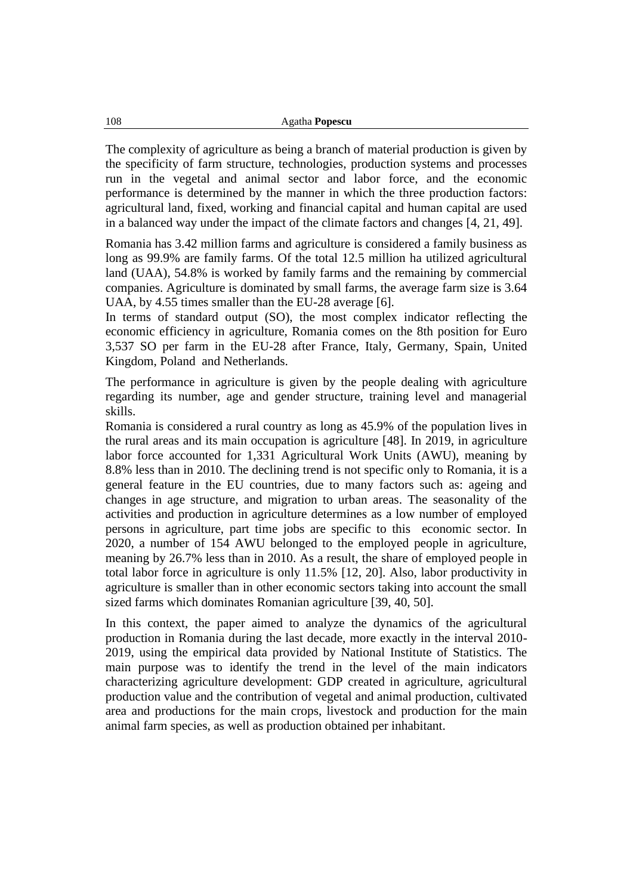The complexity of agriculture as being a branch of material production is given by the specificity of farm structure, technologies, production systems and processes run in the vegetal and animal sector and labor force, and the economic performance is determined by the manner in which the three production factors: agricultural land, fixed, working and financial capital and human capital are used in a balanced way under the impact of the climate factors and changes [4, 21, 49].

Romania has 3.42 million farms and agriculture is considered a family business as long as 99.9% are family farms. Of the total 12.5 million ha utilized agricultural land (UAA), 54.8% is worked by family farms and the remaining by commercial companies. Agriculture is dominated by small farms, the average farm size is 3.64 UAA, by 4.55 times smaller than the EU-28 average [6].

In terms of standard output (SO), the most complex indicator reflecting the economic efficiency in agriculture, Romania comes on the 8th position for Euro 3,537 SO per farm in the EU-28 after France, Italy, Germany, Spain, United Kingdom, Poland and Netherlands.

The performance in agriculture is given by the people dealing with agriculture regarding its number, age and gender structure, training level and managerial skills.

Romania is considered a rural country as long as 45.9% of the population lives in the rural areas and its main occupation is agriculture [48]. In 2019, in agriculture labor force accounted for 1,331 Agricultural Work Units (AWU), meaning by 8.8% less than in 2010. The declining trend is not specific only to Romania, it is a general feature in the EU countries, due to many factors such as: ageing and changes in age structure, and migration to urban areas. The seasonality of the activities and production in agriculture determines as a low number of employed persons in agriculture, part time jobs are specific to this economic sector. In 2020, a number of 154 AWU belonged to the employed people in agriculture, meaning by 26.7% less than in 2010. As a result, the share of employed people in total labor force in agriculture is only 11.5% [12, 20]. Also, labor productivity in agriculture is smaller than in other economic sectors taking into account the small sized farms which dominates Romanian agriculture [39, 40, 50].

In this context, the paper aimed to analyze the dynamics of the agricultural production in Romania during the last decade, more exactly in the interval 2010-2019, using the empirical data provided by National Institute of Statistics. The main purpose was to identify the trend in the level of the main indicators characterizing agriculture development: GDP created in agriculture, agricultural production value and the contribution of vegetal and animal production, cultivated area and productions for the main crops, livestock and production for the main animal farm species, as well as production obtained per inhabitant.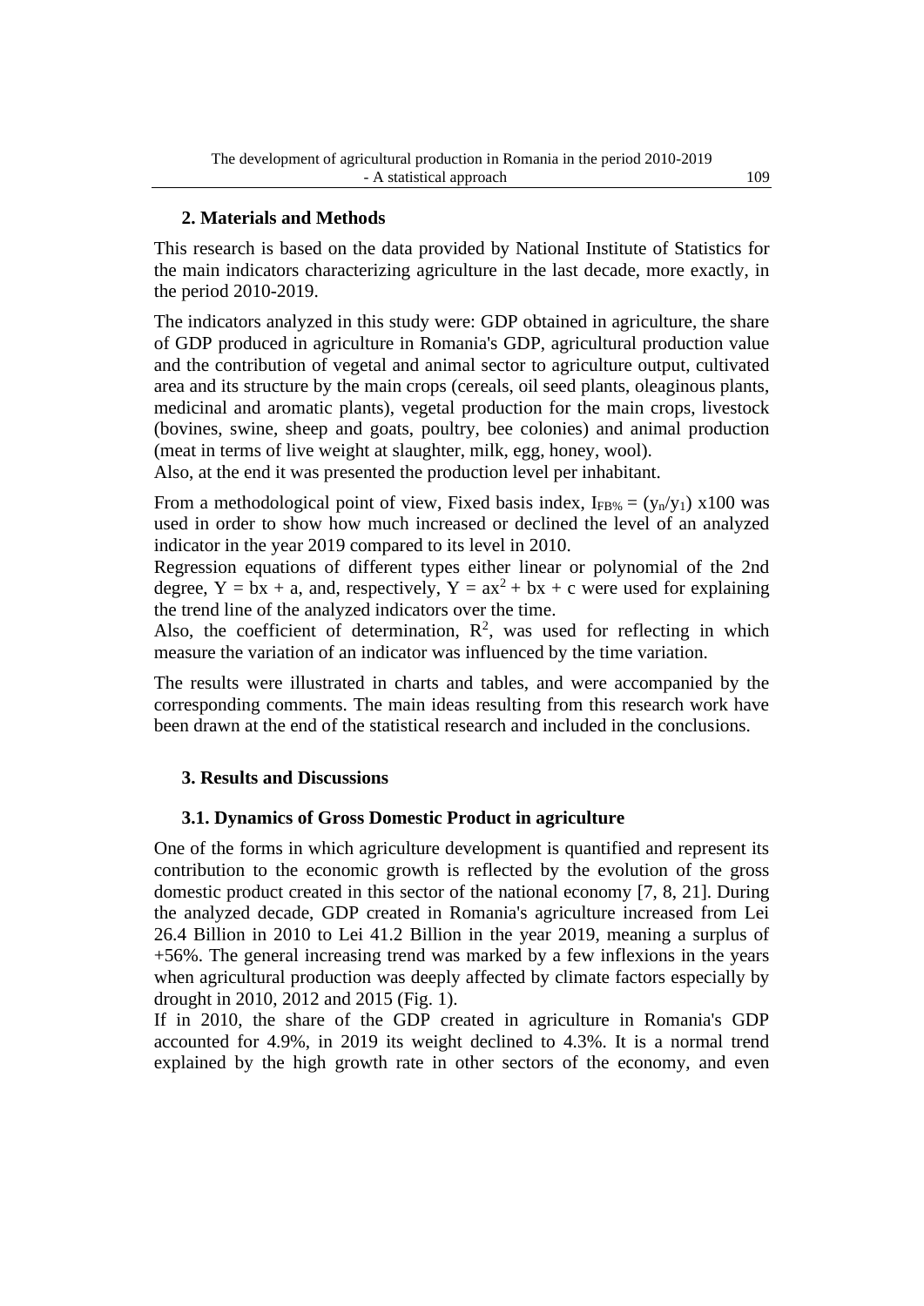## 2. Materials and Methods

This research is based on the data provided by National Institute of Statistics for the main indicators characterizing agriculture in the last decade, more exactly, in the period 2010-2019.

The indicators analyzed in this study were: GDP obtained in agriculture, the share of GDP produced in agriculture in Romania's GDP, agricultural production value and the contribution of vegetal and animal sector to agriculture output, cultivated area and its structure by the main crops (cereals, oil seed plants, oleaginous plants, medicinal and aromatic plants), vegetal production for the main crops, livestock (bovines, swine, sheep and goats, poultry, bee colonies) and animal production (meat in terms of live weight at slaughter, milk, egg, honey, wool).
Also, at the end it was presented the production level per inhabitant.

From a methodological point of view, Fixed basis index, $I_{FB\%} = (y_n/y_1)$ x100 was used in order to show how much increased or declined the level of an analyzed indicator in the year 2019 compared to its level in 2010.
Regression equations of different types either linear or polynomial of the 2nd degree, $Y = bx + a$, and, respectively, $Y = ax^2 + bx + c$ were used for explaining the trend line of the analyzed indicators over the time.
Also, the coefficient of determination, $R^2$, was used for reflecting in which measure the variation of an indicator was influenced by the time variation.

The results were illustrated in charts and tables, and were accompanied by the corresponding comments. The main ideas resulting from this research work have been drawn at the end of the statistical research and included in the conclusions.

## 3. Results and Discussions

### 3.1. Dynamics of Gross Domestic Product in agriculture

One of the forms in which agriculture development is quantified and represent its contribution to the economic growth is reflected by the evolution of the gross domestic product created in this sector of the national economy [7, 8, 21]. During the analyzed decade, GDP created in Romania's agriculture increased from Lei 26.4 Billion in 2010 to Lei 41.2 Billion in the year 2019, meaning a surplus of +56%. The general increasing trend was marked by a few inflexions in the years when agricultural production was deeply affected by climate factors especially by drought in 2010, 2012 and 2015 (Fig. 1).
If in 2010, the share of the GDP created in agriculture in Romania's GDP accounted for 4.9%, in 2019 its weight declined to 4.3%. It is a normal trend explained by the high growth rate in other sectors of the economy, and even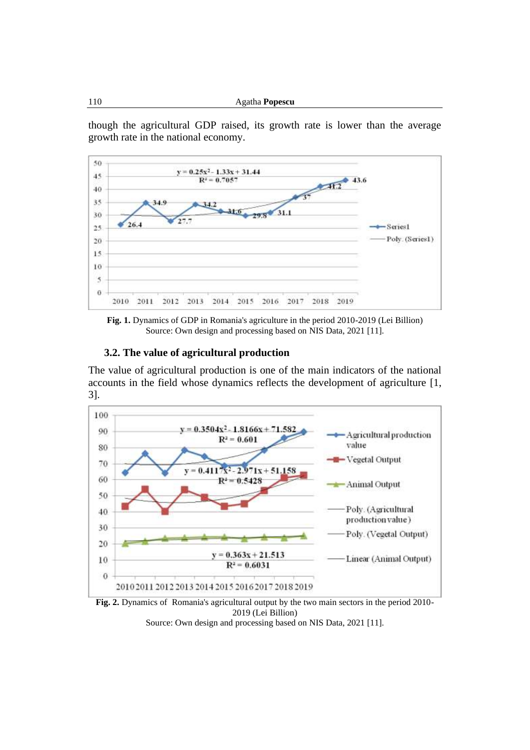though the agricultural GDP raised, its growth rate is lower than the average growth rate in the national economy.

50
45
40
35
30
25
20
15
10
5
0

$y = 0.25x^2 - 1.33x + 31.44$
$R^2 = 0.7057$

26.4
34.9
27.7
34.2
31.6
29.8
31.1
37
41.2
43.6

2010 2011 2012 2013 2014 2015 2016 2017 2018 2019

Series1
Poly. (Series1)

**Fig. 1.** Dynamics of GDP in Romania's agriculture in the period 2010-2019 (Lei Billion)
Source: Own design and processing based on NIS Data, 2021 [11].

### 3.2. The value of agricultural production

The value of agricultural production is one of the main indicators of the national accounts in the field whose dynamics reflects the development of agriculture [1, 3].

100
90
80
70
60
50
40
30
20
10
0

$y = 0.3504x^2 - 1.8166x + 71.582$
$R^2 = 0.601$

$y = 0.4117x^2 - 2.971x + 51.158$
$R^2 = 0.5428$

$y = 0.363x + 21.513$
$R^2 = 0.6031$

2010 2011 2012 2013 2014 2015 2016 2017 2018 2019

Agricultural production value
Vegetal Output
Animal Output
Poly. (Agricultural production value)
Poly. (Vegetal Output)
Linear (Animal Output)

**Fig. 2.** Dynamics of Romania's agricultural output by the two main sectors in the period 2010-2019 (Lei Billion)
Source: Own design and processing based on NIS Data, 2021 [11].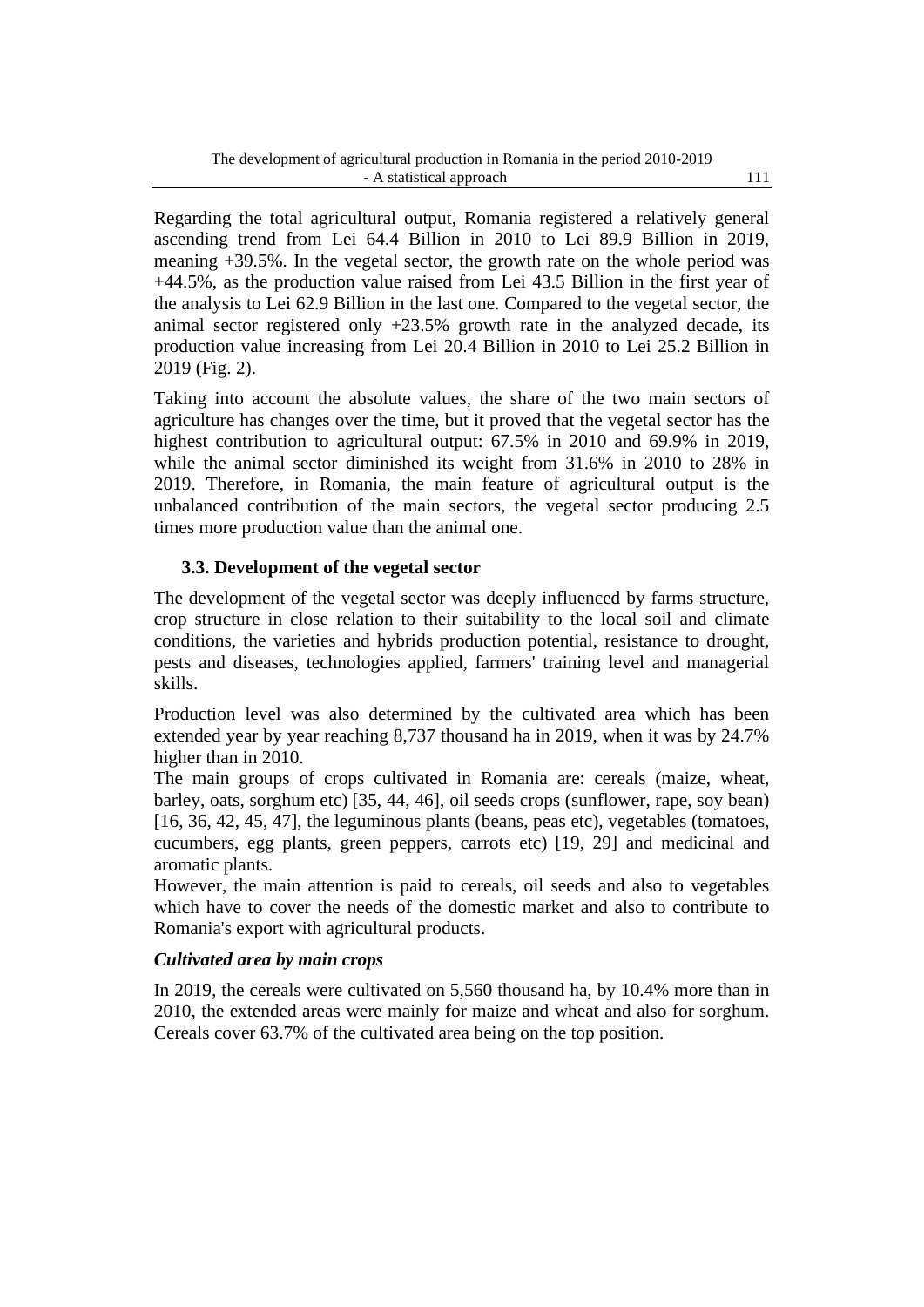Regarding the total agricultural output, Romania registered a relatively general ascending trend from Lei 64.4 Billion in 2010 to Lei 89.9 Billion in 2019, meaning +39.5%. In the vegetal sector, the growth rate on the whole period was +44.5%, as the production value raised from Lei 43.5 Billion in the first year of the analysis to Lei 62.9 Billion in the last one. Compared to the vegetal sector, the animal sector registered only +23.5% growth rate in the analyzed decade, its production value increasing from Lei 20.4 Billion in 2010 to Lei 25.2 Billion in 2019 (Fig. 2).

Taking into account the absolute values, the share of the two main sectors of agriculture has changes over the time, but it proved that the vegetal sector has the highest contribution to agricultural output: 67.5% in 2010 and 69.9% in 2019, while the animal sector diminished its weight from 31.6% in 2010 to 28% in 2019. Therefore, in Romania, the main feature of agricultural output is the unbalanced contribution of the main sectors, the vegetal sector producing 2.5 times more production value than the animal one.

### 3.3. Development of the vegetal sector

The development of the vegetal sector was deeply influenced by farms structure, crop structure in close relation to their suitability to the local soil and climate conditions, the varieties and hybrids production potential, resistance to drought, pests and diseases, technologies applied, farmers' training level and managerial skills.

Production level was also determined by the cultivated area which has been extended year by year reaching 8,737 thousand ha in 2019, when it was by 24.7% higher than in 2010.

The main groups of crops cultivated in Romania are: cereals (maize, wheat, barley, oats, sorghum etc) [35, 44, 46], oil seeds crops (sunflower, rape, soy bean) [16, 36, 42, 45, 47], the leguminous plants (beans, peas etc), vegetables (tomatoes, cucumbers, egg plants, green peppers, carrots etc) [19, 29] and medicinal and aromatic plants.

However, the main attention is paid to cereals, oil seeds and also to vegetables which have to cover the needs of the domestic market and also to contribute to Romania's export with agricultural products.

#### *Cultivated area by main crops*

In 2019, the cereals were cultivated on 5,560 thousand ha, by 10.4% more than in 2010, the extended areas were mainly for maize and wheat and also for sorghum. Cereals cover 63.7% of the cultivated area being on the top position.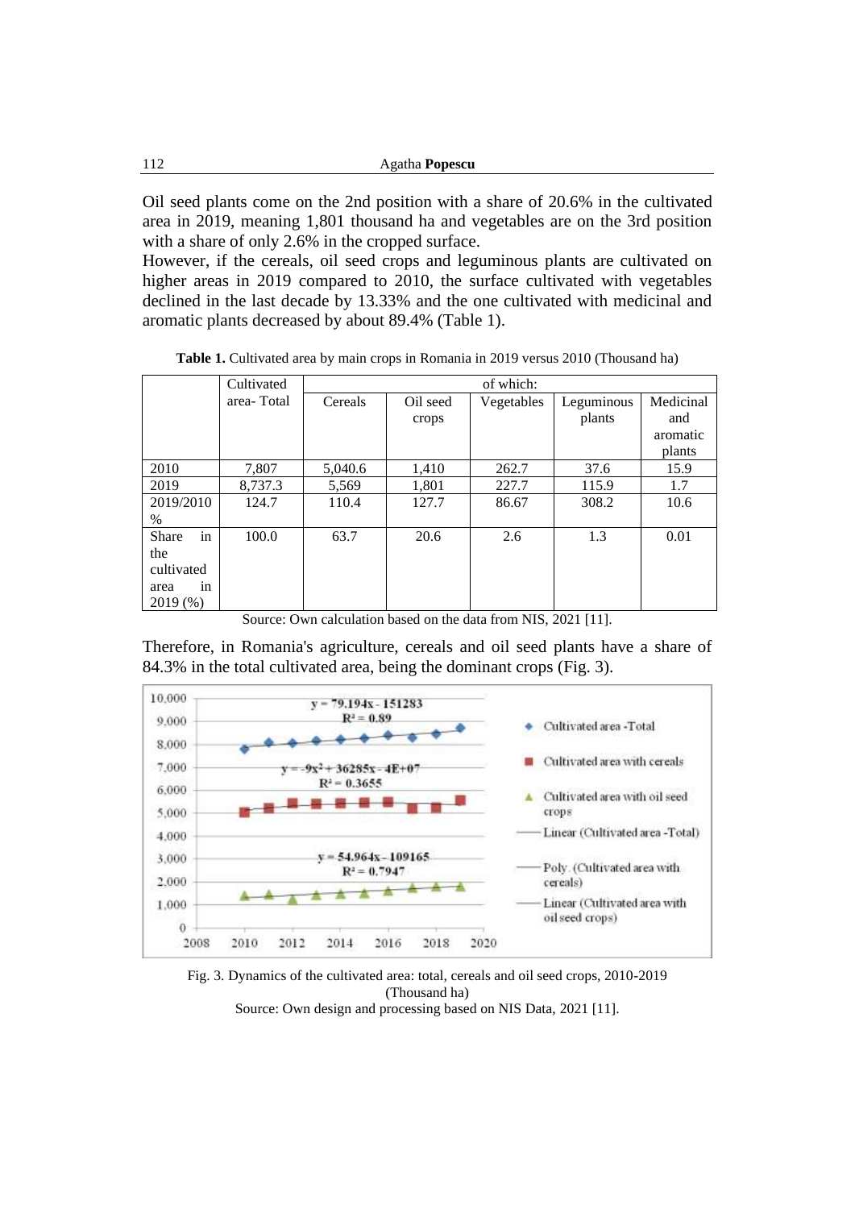Oil seed plants come on the 2nd position with a share of 20.6% in the cultivated area in 2019, meaning 1,801 thousand ha and vegetables are on the 3rd position with a share of only 2.6% in the cropped surface.

However, if the cereals, oil seed crops and leguminous plants are cultivated on higher areas in 2019 compared to 2010, the surface cultivated with vegetables declined in the last decade by 13.33% and the one cultivated with medicinal and aromatic plants decreased by about 89.4% (Table 1).

**Table 1.** Cultivated area by main crops in Romania in 2019 versus 2010 (Thousand ha)

| | Cultivated area- Total | of which: | | | | |
|---|---|---|---|---|---|---|
| | | Cereals | Oil seed crops | Vegetables | Leguminous plants | Medicinal and aromatic plants |
| 2010 | 7,807 | 5,040.6 | 1,410 | 262.7 | 37.6 | 15.9 |
| 2019 | 8,737.3 | 5,569 | 1,801 | 227.7 | 115.9 | 1.7 |
| 2019/2010 % | 124.7 | 110.4 | 127.7 | 86.67 | 308.2 | 10.6 |
| Share in the cultivated area in 2019 (%) | 100.0 | 63.7 | 20.6 | 2.6 | 1.3 | 0.01 |

Source: Own calculation based on the data from NIS, 2021 [11].

Therefore, in Romania's agriculture, cereals and oil seed plants have a share of 84.3% in the total cultivated area, being the dominant crops (Fig. 3).

10,000
9,000
8,000
7,000
6,000
5,000
4,000
3,000
2,000
1,000
0
2008 2010 2012 2014 2016 2018 2020

$y = 79.194x - 151283$
$R^2 = 0.89$

$y = -9x^2 + 36285x - 4E+07$
$R^2 = 0.3655$

$y = 54.964x - 109165$
$R^2 = 0.7947$

Cultivated area -Total
Cultivated area with cereals
Cultivated area with oil seed crops
Linear (Cultivated area -Total)
Poly. (Cultivated area with cereals)
Linear (Cultivated area with oil seed crops)

Fig. 3. Dynamics of the cultivated area: total, cereals and oil seed crops, 2010-2019 (Thousand ha)

Source: Own design and processing based on NIS Data, 2021 [11].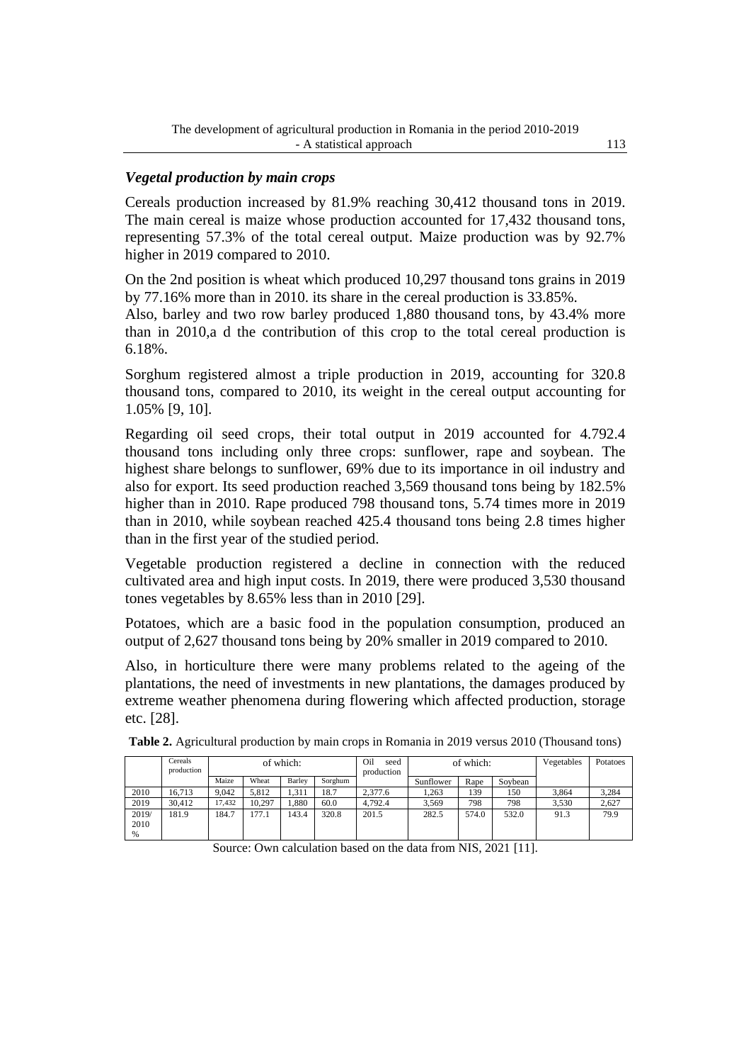### *Vegetal production by main crops*

Cereals production increased by 81.9% reaching 30,412 thousand tons in 2019. The main cereal is maize whose production accounted for 17,432 thousand tons, representing 57.3% of the total cereal output. Maize production was by 92.7% higher in 2019 compared to 2010.

On the 2nd position is wheat which produced 10,297 thousand tons grains in 2019 by 77.16% more than in 2010. its share in the cereal production is 33.85%.
Also, barley and two row barley produced 1,880 thousand tons, by 43.4% more than in 2010,a d the contribution of this crop to the total cereal production is 6.18%.

Sorghum registered almost a triple production in 2019, accounting for 320.8 thousand tons, compared to 2010, its weight in the cereal output accounting for 1.05% [9, 10].

Regarding oil seed crops, their total output in 2019 accounted for 4.792.4 thousand tons including only three crops: sunflower, rape and soybean. The highest share belongs to sunflower, 69% due to its importance in oil industry and also for export. Its seed production reached 3,569 thousand tons being by 182.5% higher than in 2010. Rape produced 798 thousand tons, 5.74 times more in 2019 than in 2010, while soybean reached 425.4 thousand tons being 2.8 times higher than in the first year of the studied period.

Vegetable production registered a decline in connection with the reduced cultivated area and high input costs. In 2019, there were produced 3,530 thousand tones vegetables by 8.65% less than in 2010 [29].

Potatoes, which are a basic food in the population consumption, produced an output of 2,627 thousand tons being by 20% smaller in 2019 compared to 2010.

Also, in horticulture there were many problems related to the ageing of the plantations, the need of investments in new plantations, the damages produced by extreme weather phenomena during flowering which affected production, storage etc. [28].

**Table 2.** Agricultural production by main crops in Romania in 2019 versus 2010 (Thousand tons)

| | Cereals production | of which: | | | | Oil seed production | of which: | | | Vegetables | Potatoes |
|---|---|---|---|---|---|---|---|---|---|---|---|
| | | Maize | Wheat | Barley | Sorghum | | Sunflower | Rape | Soybean | | |
| 2010 | 16,713 | 9,042 | 5,812 | 1,311 | 18.7 | 2,377.6 | 1,263 | 139 | 150 | 3,864 | 3,284 |
| 2019 | 30,412 | 17,432 | 10,297 | 1,880 | 60.0 | 4,792.4 | 3,569 | 798 | 798 | 3,530 | 2,627 |
| 2019/ 2010 % | 181.9 | 184.7 | 177.1 | 143.4 | 320.8 | 201.5 | 282.5 | 574.0 | 532.0 | 91.3 | 79.9 |

Source: Own calculation based on the data from NIS, 2021 [11].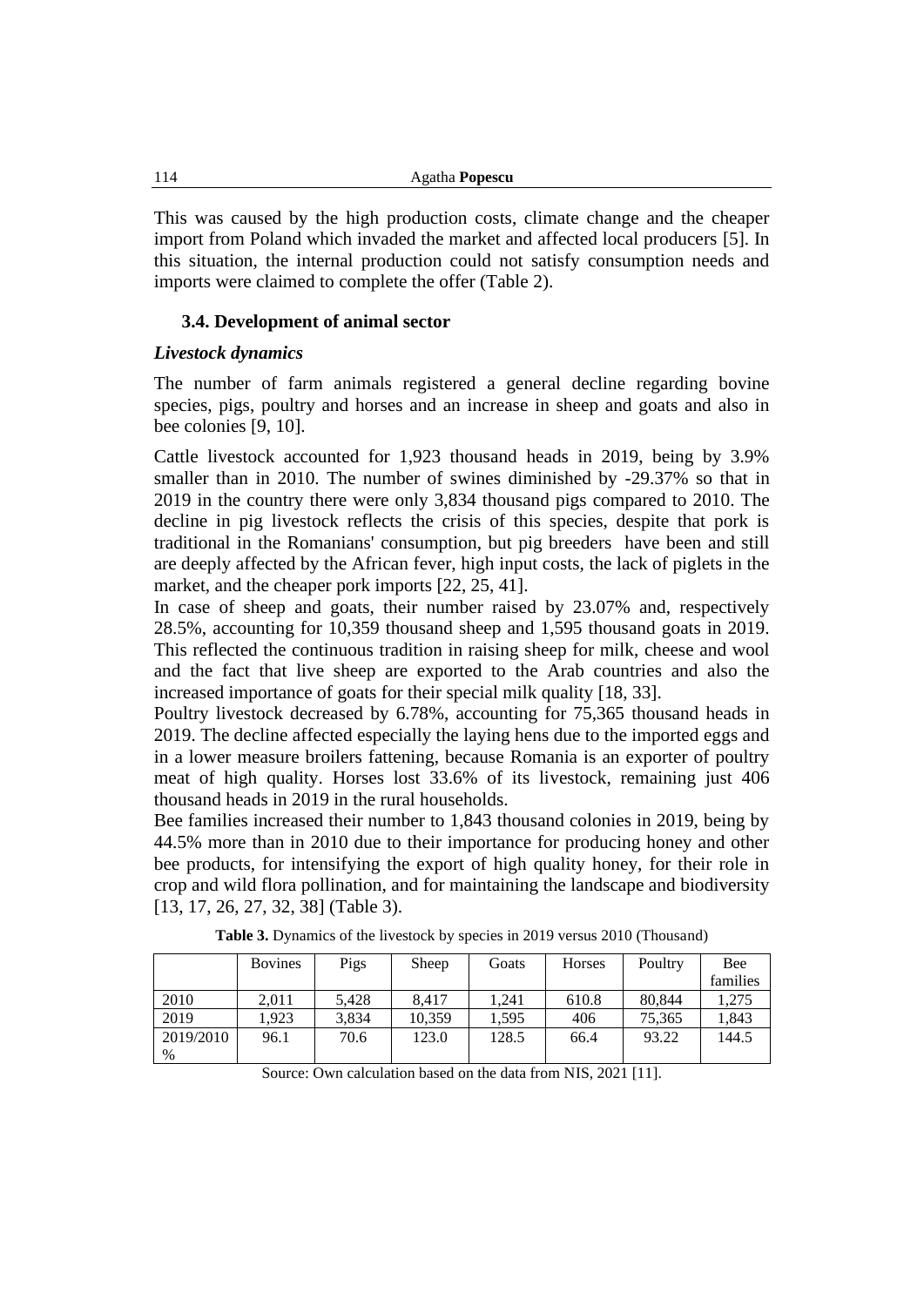This was caused by the high production costs, climate change and the cheaper import from Poland which invaded the market and affected local producers [5]. In this situation, the internal production could not satisfy consumption needs and imports were claimed to complete the offer (Table 2).

### 3.4. Development of animal sector

***Livestock dynamics***

The number of farm animals registered a general decline regarding bovine species, pigs, poultry and horses and an increase in sheep and goats and also in bee colonies [9, 10].

Cattle livestock accounted for 1,923 thousand heads in 2019, being by 3.9% smaller than in 2010. The number of swines diminished by -29.37% so that in 2019 in the country there were only 3,834 thousand pigs compared to 2010. The decline in pig livestock reflects the crisis of this species, despite that pork is traditional in the Romanians' consumption, but pig breeders have been and still are deeply affected by the African fever, high input costs, the lack of piglets in the market, and the cheaper pork imports [22, 25, 41].

In case of sheep and goats, their number raised by 23.07% and, respectively 28.5%, accounting for 10,359 thousand sheep and 1,595 thousand goats in 2019. This reflected the continuous tradition in raising sheep for milk, cheese and wool and the fact that live sheep are exported to the Arab countries and also the increased importance of goats for their special milk quality [18, 33].

Poultry livestock decreased by 6.78%, accounting for 75,365 thousand heads in 2019. The decline affected especially the laying hens due to the imported eggs and in a lower measure broilers fattening, because Romania is an exporter of poultry meat of high quality. Horses lost 33.6% of its livestock, remaining just 406 thousand heads in 2019 in the rural households.

Bee families increased their number to 1,843 thousand colonies in 2019, being by 44.5% more than in 2010 due to their importance for producing honey and other bee products, for intensifying the export of high quality honey, for their role in crop and wild flora pollination, and for maintaining the landscape and biodiversity [13, 17, 26, 27, 32, 38] (Table 3).

**Table 3.** Dynamics of the livestock by species in 2019 versus 2010 (Thousand)

| | Bovines | Pigs | Sheep | Goats | Horses | Poultry | Bee families |
|---|---|---|---|---|---|---|---|
| 2010 | 2,011 | 5,428 | 8,417 | 1,241 | 610.8 | 80,844 | 1,275 |
| 2019 | 1,923 | 3,834 | 10,359 | 1,595 | 406 | 75,365 | 1,843 |
| 2019/2010 % | 96.1 | 70.6 | 123.0 | 128.5 | 66.4 | 93.22 | 144.5 |

Source: Own calculation based on the data from NIS, 2021 [11].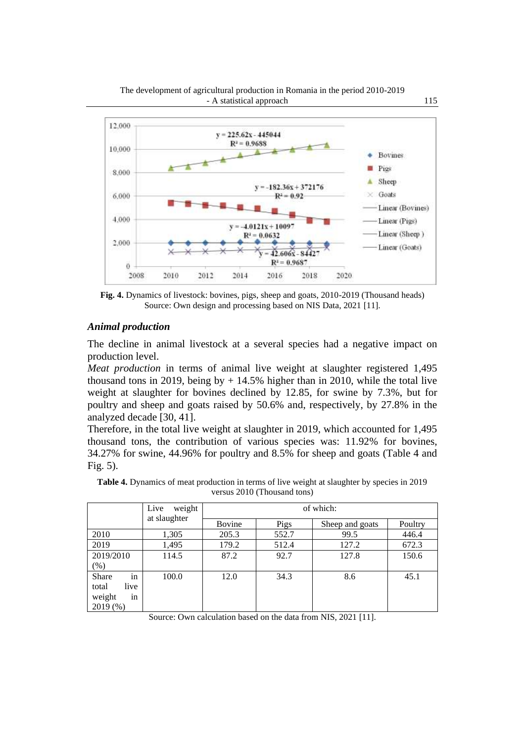12,000

10,000

8,000

6,000

4,000

2,000

0

2008 2010 2012 2014 2016 2018 2020

y = 225.62x - 445044
$R^2 = 0.9688$

y = -182.36x + 372176
$R^2 = 0.92$

y = -4.0121x + 10097
$R^2 = 0.0632$

y = 42.606x - 84427
$R^2 = 0.9687$

Bovines
Pigs
Sheep
Goats
Linear (Bovines)
Linear (Pigs)
Linear (Sheep)
Linear (Goats)

**Fig. 4.** Dynamics of livestock: bovines, pigs, sheep and goats, 2010-2019 (Thousand heads)
Source: Own design and processing based on NIS Data, 2021 [11].

### *Animal production*

The decline in animal livestock at a several species had a negative impact on production level.

*Meat production* in terms of animal live weight at slaughter registered 1,495 thousand tons in 2019, being by + 14.5% higher than in 2010, while the total live weight at slaughter for bovines declined by 12.85, for swine by 7.3%, but for poultry and sheep and goats raised by 50.6% and, respectively, by 27.8% in the analyzed decade [30, 41].

Therefore, in the total live weight at slaughter in 2019, which accounted for 1,495 thousand tons, the contribution of various species was: 11.92% for bovines, 34.27% for swine, 44.96% for poultry and 8.5% for sheep and goats (Table 4 and Fig. 5).

**Table 4.** Dynamics of meat production in terms of live weight at slaughter by species in 2019 versus 2010 (Thousand tons)

| | Live weight at slaughter | of which: | | | |
|---|---|---|---|---|---|
| | | Bovine | Pigs | Sheep and goats | Poultry |
| 2010 | 1,305 | 205.3 | 552.7 | 99.5 | 446.4 |
| 2019 | 1,495 | 179.2 | 512.4 | 127.2 | 672.3 |
| 2019/2010 (%) | 114.5 | 87.2 | 92.7 | 127.8 | 150.6 |
| Share in total live weight in 2019 (%) | 100.0 | 12.0 | 34.3 | 8.6 | 45.1 |

Source: Own calculation based on the data from NIS, 2021 [11].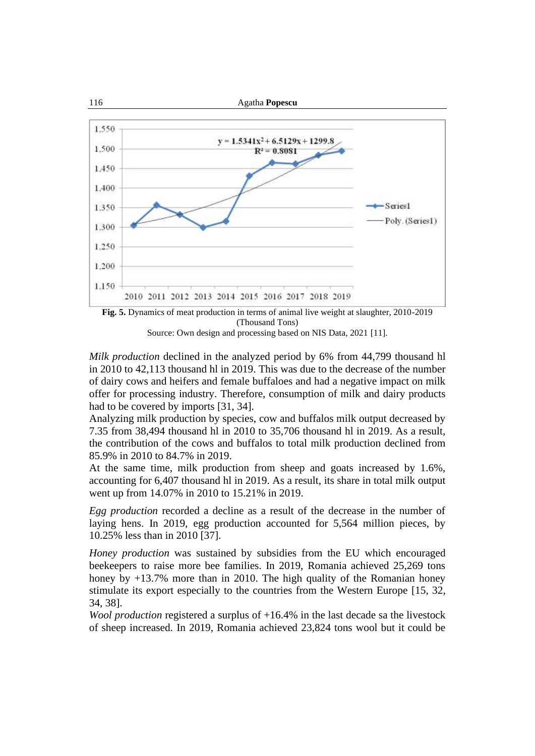1,550
1,500
1,450
1,400
1,350
1,300
1,250
1,200
1,150

$y = 1.5341x^2 + 6.5129x + 1299.8$

$R^2 = 0.8081$

2010 2011 2012 2013 2014 2015 2016 2017 2018 2019

Series1

Poly. (Series1)

**Fig. 5.** Dynamics of meat production in terms of animal live weight at slaughter, 2010-2019 (Thousand Tons)

Source: Own design and processing based on NIS Data, 2021 [11].

*Milk production* declined in the analyzed period by 6% from 44,799 thousand hl in 2010 to 42,113 thousand hl in 2019. This was due to the decrease of the number of dairy cows and heifers and female buffaloes and had a negative impact on milk offer for processing industry. Therefore, consumption of milk and dairy products had to be covered by imports [31, 34].

Analyzing milk production by species, cow and buffalos milk output decreased by 7.35 from 38,494 thousand hl in 2010 to 35,706 thousand hl in 2019. As a result, the contribution of the cows and buffalos to total milk production declined from 85.9% in 2010 to 84.7% in 2019.

At the same time, milk production from sheep and goats increased by 1.6%, accounting for 6,407 thousand hl in 2019. As a result, its share in total milk output went up from 14.07% in 2010 to 15.21% in 2019.

*Egg production* recorded a decline as a result of the decrease in the number of laying hens. In 2019, egg production accounted for 5,564 million pieces, by 10.25% less than in 2010 [37].

*Honey production* was sustained by subsidies from the EU which encouraged beekeepers to raise more bee families. In 2019, Romania achieved 25,269 tons honey by +13.7% more than in 2010. The high quality of the Romanian honey stimulate its export especially to the countries from the Western Europe [15, 32, 34, 38].

*Wool production* registered a surplus of +16.4% in the last decade sa the livestock of sheep increased. In 2019, Romania achieved 23,824 tons wool but it could be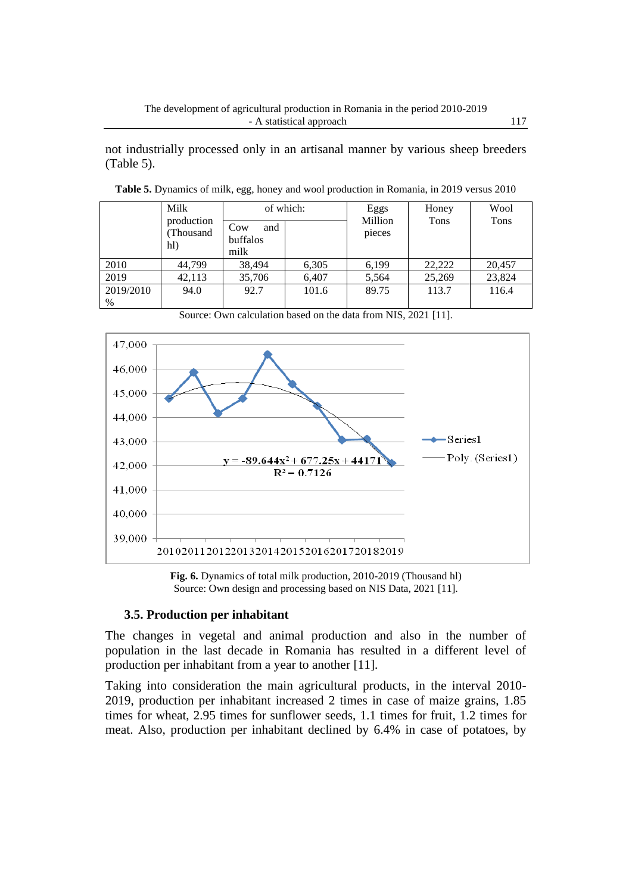not industrially processed only in an artisanal manner by various sheep breeders (Table 5).

**Table 5.** Dynamics of milk, egg, honey and wool production in Romania, in 2019 versus 2010

| | Milk production (Thousand hl) | of which: | | Eggs Million pieces | Honey Tons | Wool Tons |
|---|---|---|---|---|---|---|
| | | Cow and buffalos milk | | | | |
| 2010 | 44,799 | 38,494 | 6,305 | 6,199 | 22,222 | 20,457 |
| 2019 | 42,113 | 35,706 | 6,407 | 5,564 | 25,269 | 23,824 |
| 2019/2010 % | 94.0 | 92.7 | 101.6 | 89.75 | 113.7 | 116.4 |

Source: Own calculation based on the data from NIS, 2021 [11].

47,000
46,000
45,000
44,000
43,000
42,000
41,000
40,000
39,000

2010 2011 2012 2013 2014 2015 2016 2017 2018 2019

$y = -89.644x^2 + 677.25x + 44171$
$R^2 = 0.7126$

Series1
Poly. (Series1)

**Fig. 6.** Dynamics of total milk production, 2010-2019 (Thousand hl)
Source: Own design and processing based on NIS Data, 2021 [11].

### 3.5. Production per inhabitant

The changes in vegetal and animal production and also in the number of population in the last decade in Romania has resulted in a different level of production per inhabitant from a year to another [11].

Taking into consideration the main agricultural products, in the interval 2010-2019, production per inhabitant increased 2 times in case of maize grains, 1.85 times for wheat, 2.95 times for sunflower seeds, 1.1 times for fruit, 1.2 times for meat. Also, production per inhabitant declined by 6.4% in case of potatoes, by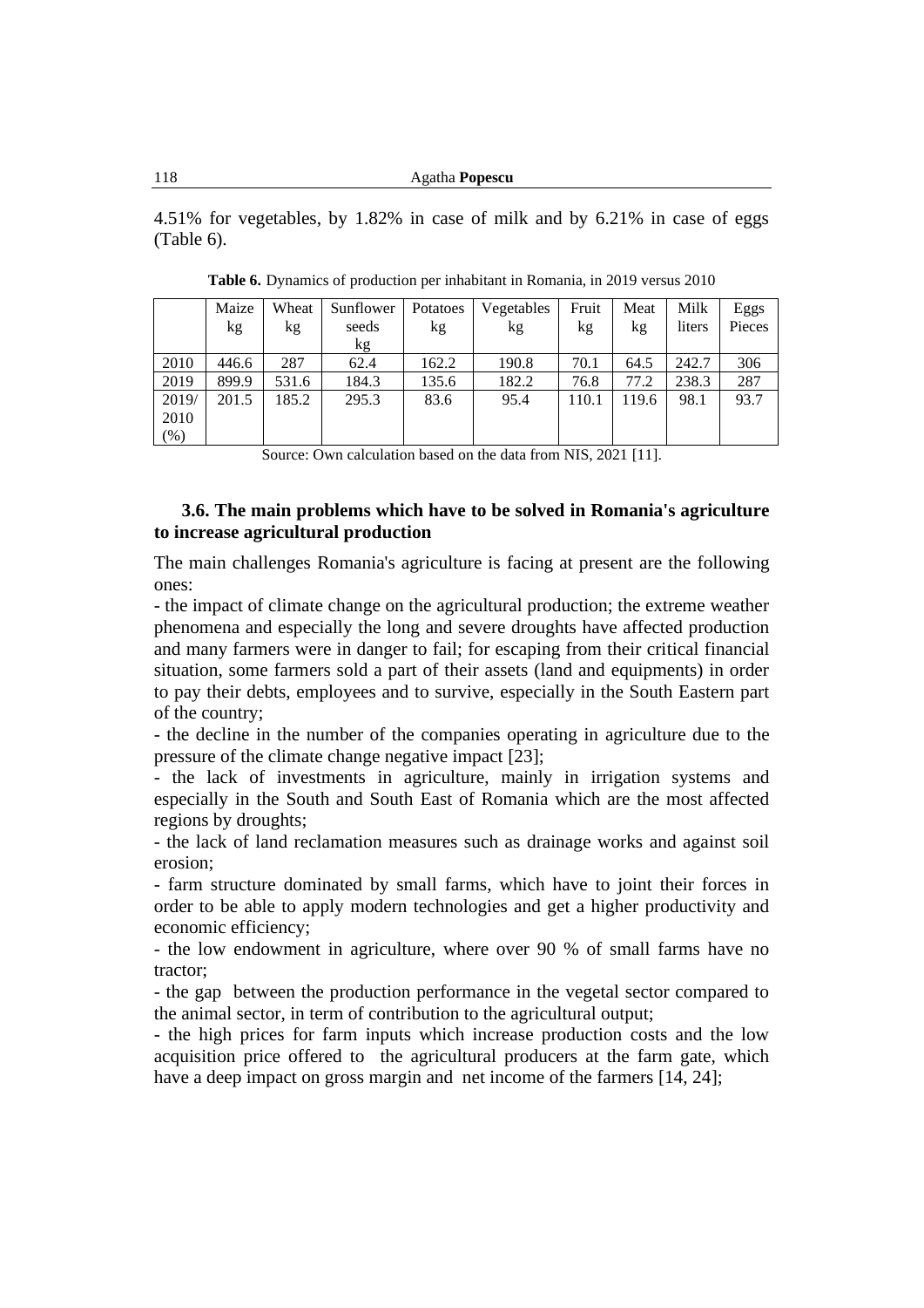4.51% for vegetables, by 1.82% in case of milk and by 6.21% in case of eggs (Table 6).

**Table 6.** Dynamics of production per inhabitant in Romania, in 2019 versus 2010

| | Maize kg | Wheat kg | Sunflower seeds kg | Potatoes kg | Vegetables kg | Fruit kg | Meat kg | Milk liters | Eggs Pieces |
|---|---|---|---|---|---|---|---|---|---|
| 2010 | 446.6 | 287 | 62.4 | 162.2 | 190.8 | 70.1 | 64.5 | 242.7 | 306 |
| 2019 | 899.9 | 531.6 | 184.3 | 135.6 | 182.2 | 76.8 | 77.2 | 238.3 | 287 |
| 2019/ 2010 (%) | 201.5 | 185.2 | 295.3 | 83.6 | 95.4 | 110.1 | 119.6 | 98.1 | 93.7 |

Source: Own calculation based on the data from NIS, 2021 [11].

### 3.6. The main problems which have to be solved in Romania's agriculture to increase agricultural production

The main challenges Romania's agriculture is facing at present are the following ones:

- the impact of climate change on the agricultural production; the extreme weather phenomena and especially the long and severe droughts have affected production and many farmers were in danger to fail; for escaping from their critical financial situation, some farmers sold a part of their assets (land and equipments) in order to pay their debts, employees and to survive, especially in the South Eastern part of the country;
- the decline in the number of the companies operating in agriculture due to the pressure of the climate change negative impact [23];
- the lack of investments in agriculture, mainly in irrigation systems and especially in the South and South East of Romania which are the most affected regions by droughts;
- the lack of land reclamation measures such as drainage works and against soil erosion;
- farm structure dominated by small farms, which have to joint their forces in order to be able to apply modern technologies and get a higher productivity and economic efficiency;
- the low endowment in agriculture, where over 90 % of small farms have no tractor;
- the gap between the production performance in the vegetal sector compared to the animal sector, in term of contribution to the agricultural output;
- the high prices for farm inputs which increase production costs and the low acquisition price offered to the agricultural producers at the farm gate, which have a deep impact on gross margin and net income of the farmers [14, 24];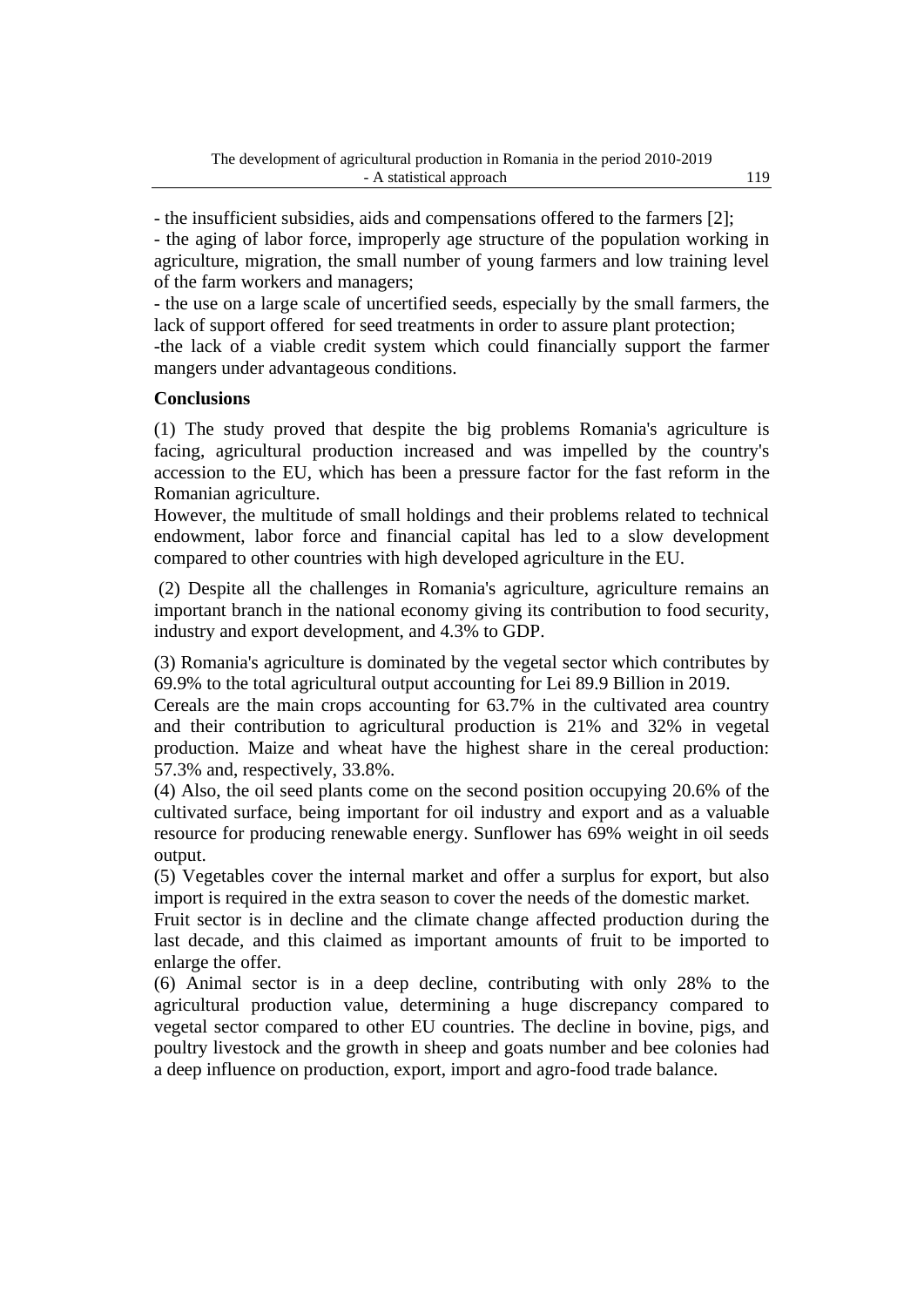- the insufficient subsidies, aids and compensations offered to the farmers [2];

- the aging of labor force, improperly age structure of the population working in agriculture, migration, the small number of young farmers and low training level of the farm workers and managers;

- the use on a large scale of uncertified seeds, especially by the small farmers, the lack of support offered for seed treatments in order to assure plant protection;

-the lack of a viable credit system which could financially support the farmer mangers under advantageous conditions.

**Conclusions**

(1) The study proved that despite the big problems Romania's agriculture is facing, agricultural production increased and was impelled by the country's accession to the EU, which has been a pressure factor for the fast reform in the Romanian agriculture.

However, the multitude of small holdings and their problems related to technical endowment, labor force and financial capital has led to a slow development compared to other countries with high developed agriculture in the EU.

(2) Despite all the challenges in Romania's agriculture, agriculture remains an important branch in the national economy giving its contribution to food security, industry and export development, and 4.3% to GDP.

(3) Romania's agriculture is dominated by the vegetal sector which contributes by 69.9% to the total agricultural output accounting for Lei 89.9 Billion in 2019.

Cereals are the main crops accounting for 63.7% in the cultivated area country and their contribution to agricultural production is 21% and 32% in vegetal production. Maize and wheat have the highest share in the cereal production: 57.3% and, respectively, 33.8%.

(4) Also, the oil seed plants come on the second position occupying 20.6% of the cultivated surface, being important for oil industry and export and as a valuable resource for producing renewable energy. Sunflower has 69% weight in oil seeds output.

(5) Vegetables cover the internal market and offer a surplus for export, but also import is required in the extra season to cover the needs of the domestic market.

Fruit sector is in decline and the climate change affected production during the last decade, and this claimed as important amounts of fruit to be imported to enlarge the offer.

(6) Animal sector is in a deep decline, contributing with only 28% to the agricultural production value, determining a huge discrepancy compared to vegetal sector compared to other EU countries. The decline in bovine, pigs, and poultry livestock and the growth in sheep and goats number and bee colonies had a deep influence on production, export, import and agro-food trade balance.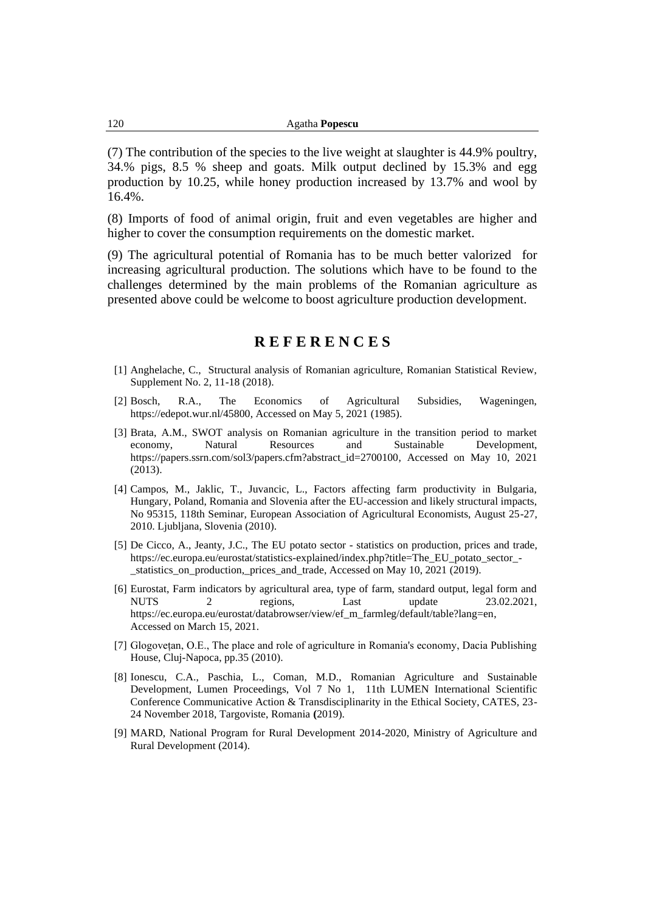(7) The contribution of the species to the live weight at slaughter is 44.9% poultry, 34.% pigs, 8.5 % sheep and goats. Milk output declined by 15.3% and egg production by 10.25, while honey production increased by 13.7% and wool by 16.4%.

(8) Imports of food of animal origin, fruit and even vegetables are higher and higher to cover the consumption requirements on the domestic market.

(9) The agricultural potential of Romania has to be much better valorized for increasing agricultural production. The solutions which have to be found to the challenges determined by the main problems of the Romanian agriculture as presented above could be welcome to boost agriculture production development.

## R E F E R E N C E S

[1] Anghelache, C., Structural analysis of Romanian agriculture, Romanian Statistical Review, Supplement No. 2, 11-18 (2018).

[2] Bosch, R.A., The Economics of Agricultural Subsidies, Wageningen, https://edepot.wur.nl/45800, Accessed on May 5, 2021 (1985).

[3] Brata, A.M., SWOT analysis on Romanian agriculture in the transition period to market economy, Natural Resources and Sustainable Development, https://papers.ssrn.com/sol3/papers.cfm?abstract_id=2700100, Accessed on May 10, 2021 (2013).

[4] Campos, M., Jaklic, T., Juvancic, L., Factors affecting farm productivity in Bulgaria, Hungary, Poland, Romania and Slovenia after the EU-accession and likely structural impacts, No 95315, 118th Seminar, European Association of Agricultural Economists, August 25-27, 2010. Ljubljana, Slovenia (2010).

[5] De Cicco, A., Jeanty, J.C., The EU potato sector - statistics on production, prices and trade, https://ec.europa.eu/eurostat/statistics-explained/index.php?title=The_EU_potato_sector_-_statistics_on_production,_prices_and_trade, Accessed on May 10, 2021 (2019).

[6] Eurostat, Farm indicators by agricultural area, type of farm, standard output, legal form and NUTS 2 regions, Last update 23.02.2021, https://ec.europa.eu/eurostat/databrowser/view/ef_m_farmleg/default/table?lang=en, Accessed on March 15, 2021.

[7] Glogovețan, O.E., The place and role of agriculture in Romania's economy, Dacia Publishing House, Cluj-Napoca, pp.35 (2010).

[8] Ionescu, C.A., Paschia, L., Coman, M.D., Romanian Agriculture and Sustainable Development, Lumen Proceedings, Vol 7 No 1, 11th LUMEN International Scientific Conference Communicative Action & Transdisciplinarity in the Ethical Society, CATES, 23-24 November 2018, Targoviste, Romania **(**2019).

[9] MARD, National Program for Rural Development 2014-2020, Ministry of Agriculture and Rural Development (2014).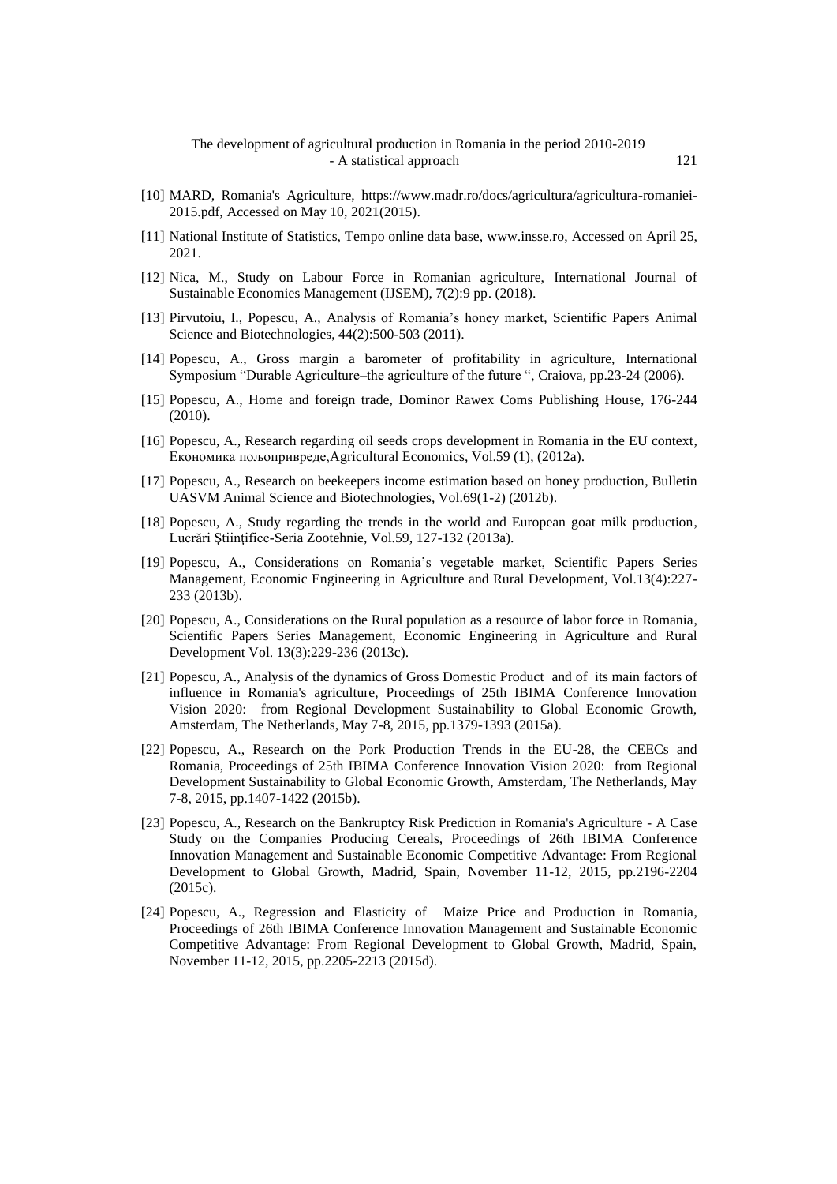[10] MARD, Romania's Agriculture, https://www.madr.ro/docs/agricultura/agricultura-romaniei-2015.pdf, Accessed on May 10, 2021(2015).

[11] National Institute of Statistics, Tempo online data base, www.insse.ro, Accessed on April 25, 2021.

[12] Nica, M., Study on Labour Force in Romanian agriculture, International Journal of Sustainable Economies Management (IJSEM), 7(2):9 pp. (2018).

[13] Pirvutoiu, I., Popescu, A., Analysis of Romania's honey market, Scientific Papers Animal Science and Biotechnologies, 44(2):500-503 (2011).

[14] Popescu, A., Gross margin a barometer of profitability in agriculture, International Symposium "Durable Agriculture–the agriculture of the future ", Craiova, pp.23-24 (2006).

[15] Popescu, A., Home and foreign trade, Dominor Rawex Coms Publishing House, 176-244 (2010).

[16] Popescu, A., Research regarding oil seeds crops development in Romania in the EU context, Економика пољопривреде,Agricultural Economics, Vol.59 (1), (2012a).

[17] Popescu, A., Research on beekeepers income estimation based on honey production, Bulletin UASVM Animal Science and Biotechnologies, Vol.69(1-2) (2012b).

[18] Popescu, A., Study regarding the trends in the world and European goat milk production, Lucrări Ştiinţifice-Seria Zootehnie, Vol.59, 127-132 (2013a).

[19] Popescu, A., Considerations on Romania's vegetable market, Scientific Papers Series Management, Economic Engineering in Agriculture and Rural Development, Vol.13(4):227-233 (2013b).

[20] Popescu, A., Considerations on the Rural population as a resource of labor force in Romania, Scientific Papers Series Management, Economic Engineering in Agriculture and Rural Development Vol. 13(3):229-236 (2013c).

[21] Popescu, A., Analysis of the dynamics of Gross Domestic Product and of its main factors of influence in Romania's agriculture, Proceedings of 25th IBIMA Conference Innovation Vision 2020: from Regional Development Sustainability to Global Economic Growth, Amsterdam, The Netherlands, May 7-8, 2015, pp.1379-1393 (2015a).

[22] Popescu, A., Research on the Pork Production Trends in the EU-28, the CEECs and Romania, Proceedings of 25th IBIMA Conference Innovation Vision 2020: from Regional Development Sustainability to Global Economic Growth, Amsterdam, The Netherlands, May 7-8, 2015, pp.1407-1422 (2015b).

[23] Popescu, A., Research on the Bankruptcy Risk Prediction in Romania's Agriculture - A Case Study on the Companies Producing Cereals, Proceedings of 26th IBIMA Conference Innovation Management and Sustainable Economic Competitive Advantage: From Regional Development to Global Growth, Madrid, Spain, November 11-12, 2015, pp.2196-2204 (2015c).

[24] Popescu, A., Regression and Elasticity of Maize Price and Production in Romania, Proceedings of 26th IBIMA Conference Innovation Management and Sustainable Economic Competitive Advantage: From Regional Development to Global Growth, Madrid, Spain, November 11-12, 2015, pp.2205-2213 (2015d).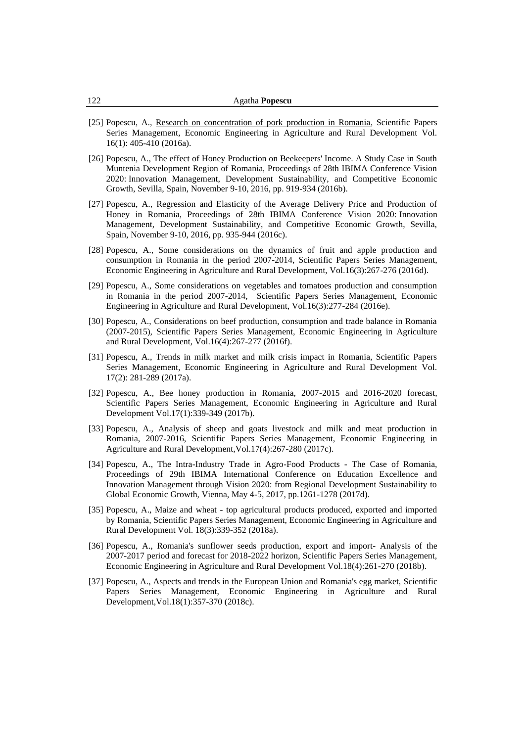[25] Popescu, A., Research on concentration of pork production in Romania, Scientific Papers Series Management, Economic Engineering in Agriculture and Rural Development Vol. 16(1): 405-410 (2016a).

[26] Popescu, A., The effect of Honey Production on Beekeepers' Income. A Study Case in South Muntenia Development Region of Romania, Proceedings of 28th IBIMA Conference Vision 2020: Innovation Management, Development Sustainability, and Competitive Economic Growth, Sevilla, Spain, November 9-10, 2016, pp. 919-934 (2016b).

[27] Popescu, A., Regression and Elasticity of the Average Delivery Price and Production of Honey in Romania, Proceedings of 28th IBIMA Conference Vision 2020: Innovation Management, Development Sustainability, and Competitive Economic Growth, Sevilla, Spain, November 9-10, 2016, pp. 935-944 (2016c).

[28] Popescu, A., Some considerations on the dynamics of fruit and apple production and consumption in Romania in the period 2007-2014, Scientific Papers Series Management, Economic Engineering in Agriculture and Rural Development, Vol.16(3):267-276 (2016d).

[29] Popescu, A., Some considerations on vegetables and tomatoes production and consumption in Romania in the period 2007-2014, Scientific Papers Series Management, Economic Engineering in Agriculture and Rural Development, Vol.16(3):277-284 (2016e).

[30] Popescu, A., Considerations on beef production, consumption and trade balance in Romania (2007-2015), Scientific Papers Series Management, Economic Engineering in Agriculture and Rural Development, Vol.16(4):267-277 (2016f).

[31] Popescu, A., Trends in milk market and milk crisis impact in Romania, Scientific Papers Series Management, Economic Engineering in Agriculture and Rural Development Vol. 17(2): 281-289 (2017a).

[32] Popescu, A., Bee honey production in Romania, 2007-2015 and 2016-2020 forecast, Scientific Papers Series Management, Economic Engineering in Agriculture and Rural Development Vol.17(1):339-349 (2017b).

[33] Popescu, A., Analysis of sheep and goats livestock and milk and meat production in Romania, 2007-2016, Scientific Papers Series Management, Economic Engineering in Agriculture and Rural Development,Vol.17(4):267-280 (2017c).

[34] Popescu, A., The Intra-Industry Trade in Agro-Food Products - The Case of Romania, Proceedings of 29th IBIMA International Conference on Education Excellence and Innovation Management through Vision 2020: from Regional Development Sustainability to Global Economic Growth, Vienna, May 4-5, 2017, pp.1261-1278 (2017d).

[35] Popescu, A., Maize and wheat - top agricultural products produced, exported and imported by Romania, Scientific Papers Series Management, Economic Engineering in Agriculture and Rural Development Vol. 18(3):339-352 (2018a).

[36] Popescu, A., Romania's sunflower seeds production, export and import- Analysis of the 2007-2017 period and forecast for 2018-2022 horizon, Scientific Papers Series Management, Economic Engineering in Agriculture and Rural Development Vol.18(4):261-270 (2018b).

[37] Popescu, A., Aspects and trends in the European Union and Romania's egg market, Scientific Papers Series Management, Economic Engineering in Agriculture and Rural Development,Vol.18(1):357-370 (2018c).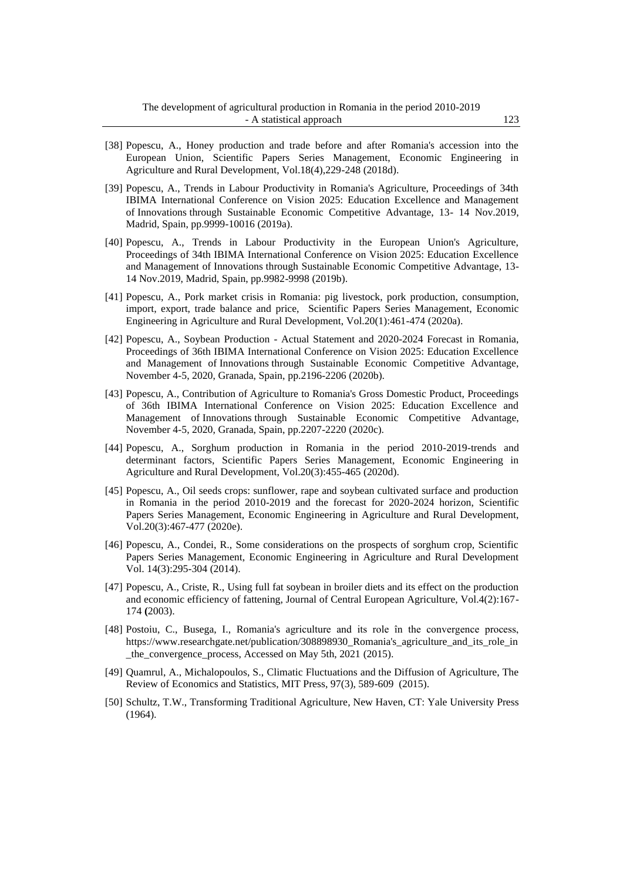[38] Popescu, A., Honey production and trade before and after Romania's accession into the European Union, Scientific Papers Series Management, Economic Engineering in Agriculture and Rural Development, Vol.18(4),229-248 (2018d).

[39] Popescu, A., Trends in Labour Productivity in Romania's Agriculture, Proceedings of 34th IBIMA International Conference on Vision 2025: Education Excellence and Management of Innovations through Sustainable Economic Competitive Advantage, 13- 14 Nov.2019, Madrid, Spain, pp.9999-10016 (2019a).

[40] Popescu, A., Trends in Labour Productivity in the European Union's Agriculture, Proceedings of 34th IBIMA International Conference on Vision 2025: Education Excellence and Management of Innovations through Sustainable Economic Competitive Advantage, 13- 14 Nov.2019, Madrid, Spain, pp.9982-9998 (2019b).

[41] Popescu, A., Pork market crisis in Romania: pig livestock, pork production, consumption, import, export, trade balance and price, Scientific Papers Series Management, Economic Engineering in Agriculture and Rural Development, Vol.20(1):461-474 (2020a).

[42] Popescu, A., Soybean Production - Actual Statement and 2020-2024 Forecast in Romania, Proceedings of 36th IBIMA International Conference on Vision 2025: Education Excellence and Management of Innovations through Sustainable Economic Competitive Advantage, November 4-5, 2020, Granada, Spain, pp.2196-2206 (2020b).

[43] Popescu, A., Contribution of Agriculture to Romania's Gross Domestic Product, Proceedings of 36th IBIMA International Conference on Vision 2025: Education Excellence and Management of Innovations through Sustainable Economic Competitive Advantage, November 4-5, 2020, Granada, Spain, pp.2207-2220 (2020c).

[44] Popescu, A., Sorghum production in Romania in the period 2010-2019-trends and determinant factors, Scientific Papers Series Management, Economic Engineering in Agriculture and Rural Development, Vol.20(3):455-465 (2020d).

[45] Popescu, A., Oil seeds crops: sunflower, rape and soybean cultivated surface and production in Romania in the period 2010-2019 and the forecast for 2020-2024 horizon, Scientific Papers Series Management, Economic Engineering in Agriculture and Rural Development, Vol.20(3):467-477 (2020e).

[46] Popescu, A., Condei, R., Some considerations on the prospects of sorghum crop, Scientific Papers Series Management, Economic Engineering in Agriculture and Rural Development Vol. 14(3):295-304 (2014).

[47] Popescu, A., Criste, R., Using full fat soybean in broiler diets and its effect on the production and economic efficiency of fattening, Journal of Central European Agriculture, Vol.4(2):167-174 (2003).

[48] Postoiu, C., Busega, I., Romania's agriculture and its role în the convergence process, https://www.researchgate.net/publication/308898930_Romania's_agriculture_and_its_role_in_the_convergence_process, Accessed on May 5th, 2021 (2015).

[49] Quamrul, A., Michalopoulos, S., Climatic Fluctuations and the Diffusion of Agriculture, The Review of Economics and Statistics, MIT Press, 97(3), 589-609 (2015).

[50] Schultz, T.W., Transforming Traditional Agriculture, New Haven, CT: Yale University Press (1964).